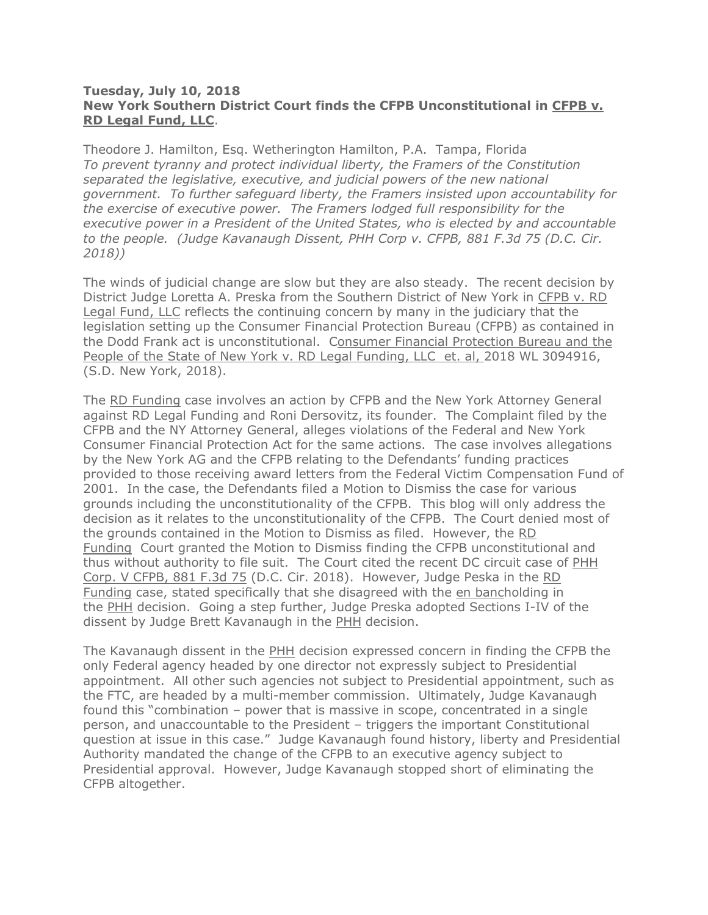**Tuesday, July 10, 2018**
**New York Southern District Court finds the CFPB Unconstitutional in CFPB v. RD Legal Fund, LLC.**

Theodore J. Hamilton, Esq. Wetherington Hamilton, P.A. Tampa, Florida

*To prevent tyranny and protect individual liberty, the Framers of the Constitution separated the legislative, executive, and judicial powers of the new national government. To further safeguard liberty, the Framers insisted upon accountability for the exercise of executive power. The Framers lodged full responsibility for the executive power in a President of the United States, who is elected by and accountable to the people. (Judge Kavanaugh Dissent, PHH Corp v. CFPB, 881 F.3d 75 (D.C. Cir. 2018))*

The winds of judicial change are slow but they are also steady. The recent decision by District Judge Loretta A. Preska from the Southern District of New York in CFPB v. RD Legal Fund, LLC reflects the continuing concern by many in the judiciary that the legislation setting up the Consumer Financial Protection Bureau (CFPB) as contained in the Dodd Frank act is unconstitutional. Consumer Financial Protection Bureau and the People of the State of New York v. RD Legal Funding, LLC et. al, 2018 WL 3094916, (S.D. New York, 2018).

The RD Funding case involves an action by CFPB and the New York Attorney General against RD Legal Funding and Roni Dersovitz, its founder. The Complaint filed by the CFPB and the NY Attorney General, alleges violations of the Federal and New York Consumer Financial Protection Act for the same actions. The case involves allegations by the New York AG and the CFPB relating to the Defendants' funding practices provided to those receiving award letters from the Federal Victim Compensation Fund of 2001. In the case, the Defendants filed a Motion to Dismiss the case for various grounds including the unconstitutionality of the CFPB. This blog will only address the decision as it relates to the unconstitutionality of the CFPB. The Court denied most of the grounds contained in the Motion to Dismiss as filed. However, the RD Funding Court granted the Motion to Dismiss finding the CFPB unconstitutional and thus without authority to file suit. The Court cited the recent DC circuit case of PHH Corp. V CFPB, 881 F.3d 75 (D.C. Cir. 2018). However, Judge Peska in the RD Funding case, stated specifically that she disagreed with the en bancholding in the PHH decision. Going a step further, Judge Preska adopted Sections I-IV of the dissent by Judge Brett Kavanaugh in the PHH decision.

The Kavanaugh dissent in the PHH decision expressed concern in finding the CFPB the only Federal agency headed by one director not expressly subject to Presidential appointment. All other such agencies not subject to Presidential appointment, such as the FTC, are headed by a multi-member commission. Ultimately, Judge Kavanaugh found this "combination – power that is massive in scope, concentrated in a single person, and unaccountable to the President – triggers the important Constitutional question at issue in this case." Judge Kavanaugh found history, liberty and Presidential Authority mandated the change of the CFPB to an executive agency subject to Presidential approval. However, Judge Kavanaugh stopped short of eliminating the CFPB altogether.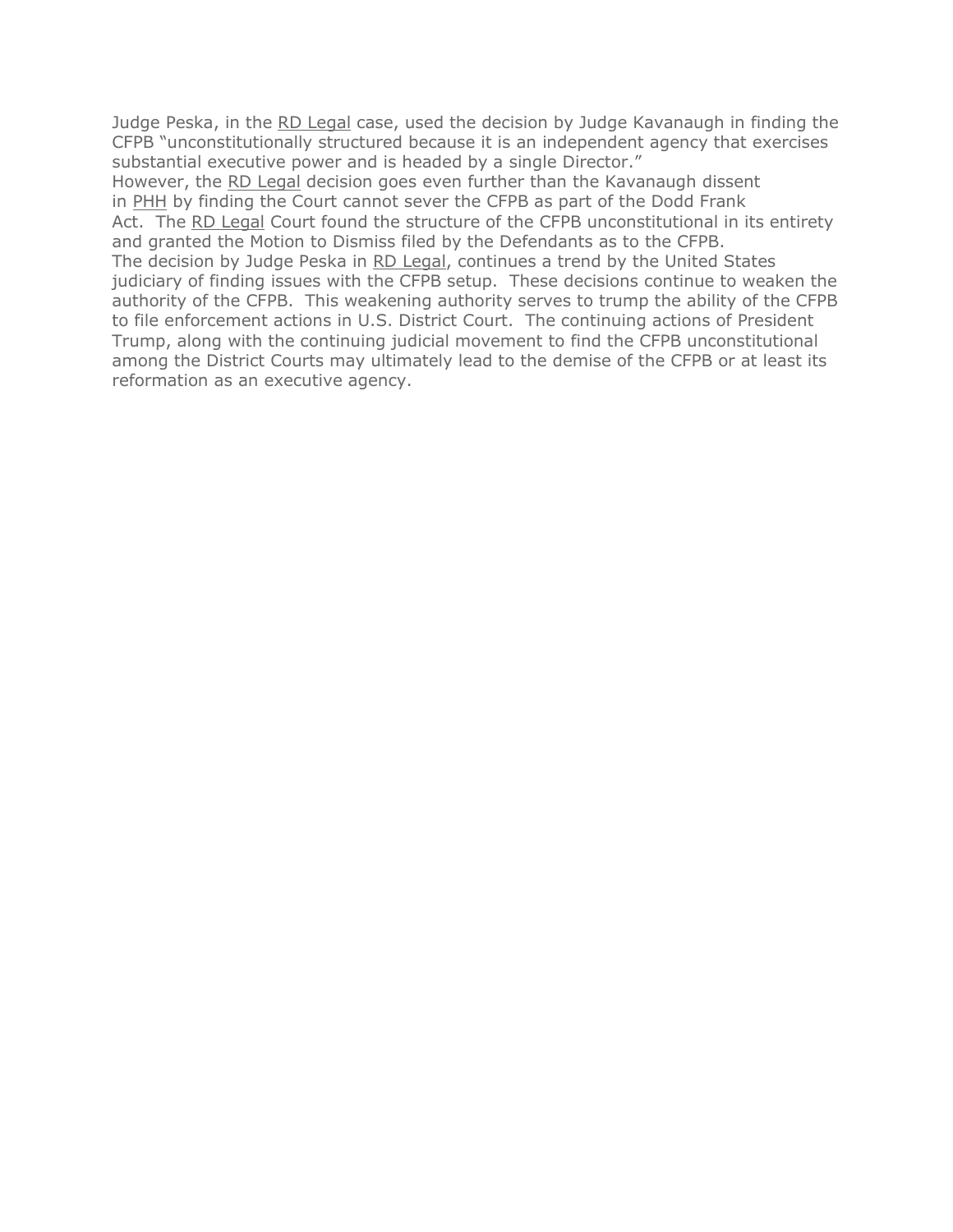Judge Peska, in the RD Legal case, used the decision by Judge Kavanaugh in finding the CFPB "unconstitutionally structured because it is an independent agency that exercises substantial executive power and is headed by a single Director."

However, the RD Legal decision goes even further than the Kavanaugh dissent in PHH by finding the Court cannot sever the CFPB as part of the Dodd Frank Act. The RD Legal Court found the structure of the CFPB unconstitutional in its entirety and granted the Motion to Dismiss filed by the Defendants as to the CFPB.

The decision by Judge Peska in RD Legal, continues a trend by the United States judiciary of finding issues with the CFPB setup. These decisions continue to weaken the authority of the CFPB. This weakening authority serves to trump the ability of the CFPB to file enforcement actions in U.S. District Court. The continuing actions of President Trump, along with the continuing judicial movement to find the CFPB unconstitutional among the District Courts may ultimately lead to the demise of the CFPB or at least its reformation as an executive agency.